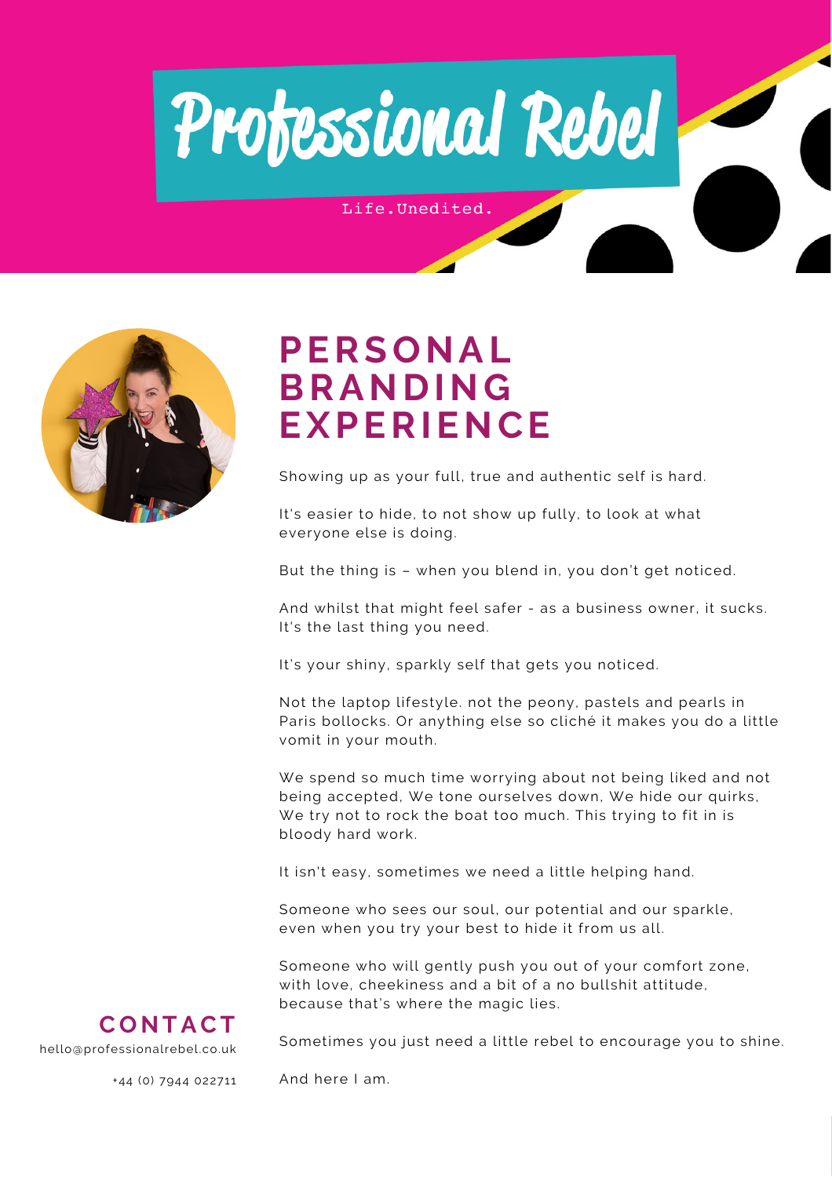# Professional Rebel

Life.Unedited.

## PERSONAL BRANDING EXPERIENCE

Showing up as your full, true and authentic self is hard.

It's easier to hide, to not show up fully, to look at what everyone else is doing.

But the thing is – when you blend in, you don't get noticed.

And whilst that might feel safer - as a business owner, it sucks. It's the last thing you need.

It's your shiny, sparkly self that gets you noticed.

Not the laptop lifestyle. not the peony, pastels and pearls in Paris bollocks. Or anything else so cliché it makes you do a little vomit in your mouth.

We spend so much time worrying about not being liked and not being accepted, We tone ourselves down, We hide our quirks, We try not to rock the boat too much. This trying to fit in is bloody hard work.

It isn't easy, sometimes we need a little helping hand.

Someone who sees our soul, our potential and our sparkle, even when you try your best to hide it from us all.

Someone who will gently push you out of your comfort zone, with love, cheekiness and a bit of a no bullshit attitude, because that's where the magic lies.

Sometimes you just need a little rebel to encourage you to shine.

And here I am.

## CONTACT

hello@professionalrebel.co.uk

+44 (0) 7944 022711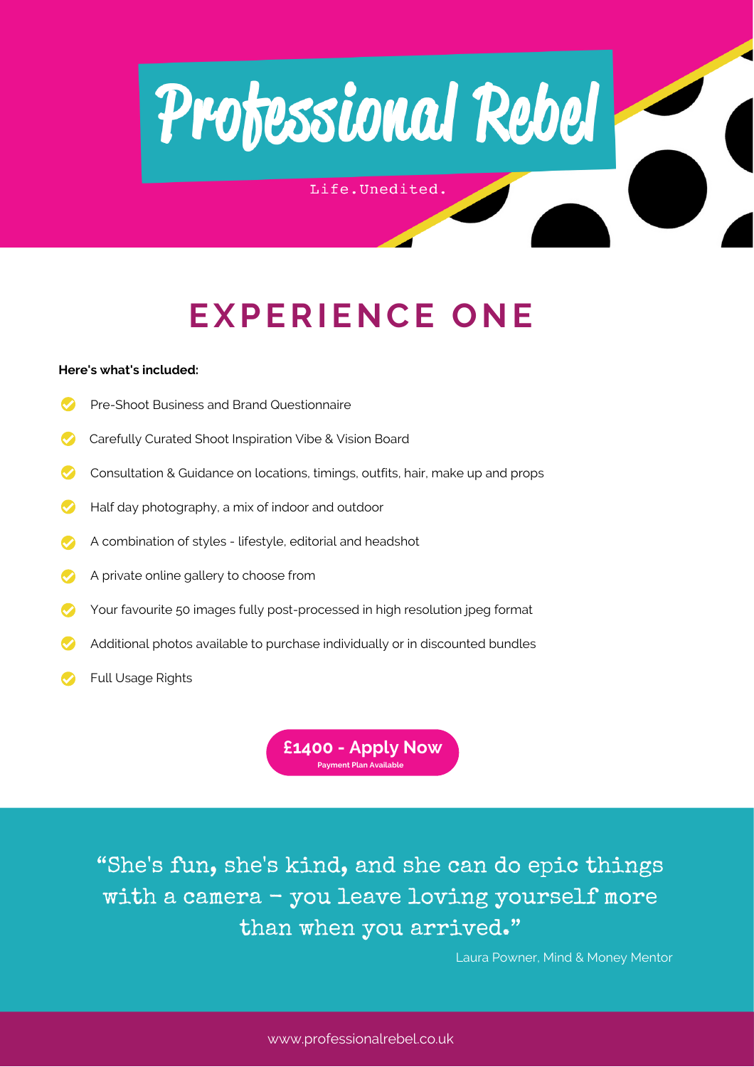# Professional Rebel

Life.Unedited.

## EXPERIENCE ONE

**Here's what included:**

- Pre-Shoot Business and Brand Questionnaire
- Carefully Curated Shoot Inspiration Vibe & Vision Board
- Consultation & Guidance on locations, timings, outfits, hair, make up and props
- Half day photography, a mix of indoor and outdoor
- A combination of styles - lifestyle, editorial and headshot
- A private online gallery to choose from
- Your favourite 50 images fully post-processed in high resolution jpeg format
- Additional photos available to purchase individually or in discounted bundles
- Full Usage Rights

**£1400 - Apply Now**
Payment Plan Available

"She's fun, she's kind, and she can do epic things with a camera - you leave loving yourself more than when you arrived."

Laura Powner, Mind & Money Mentor

www.professionalrebel.co.uk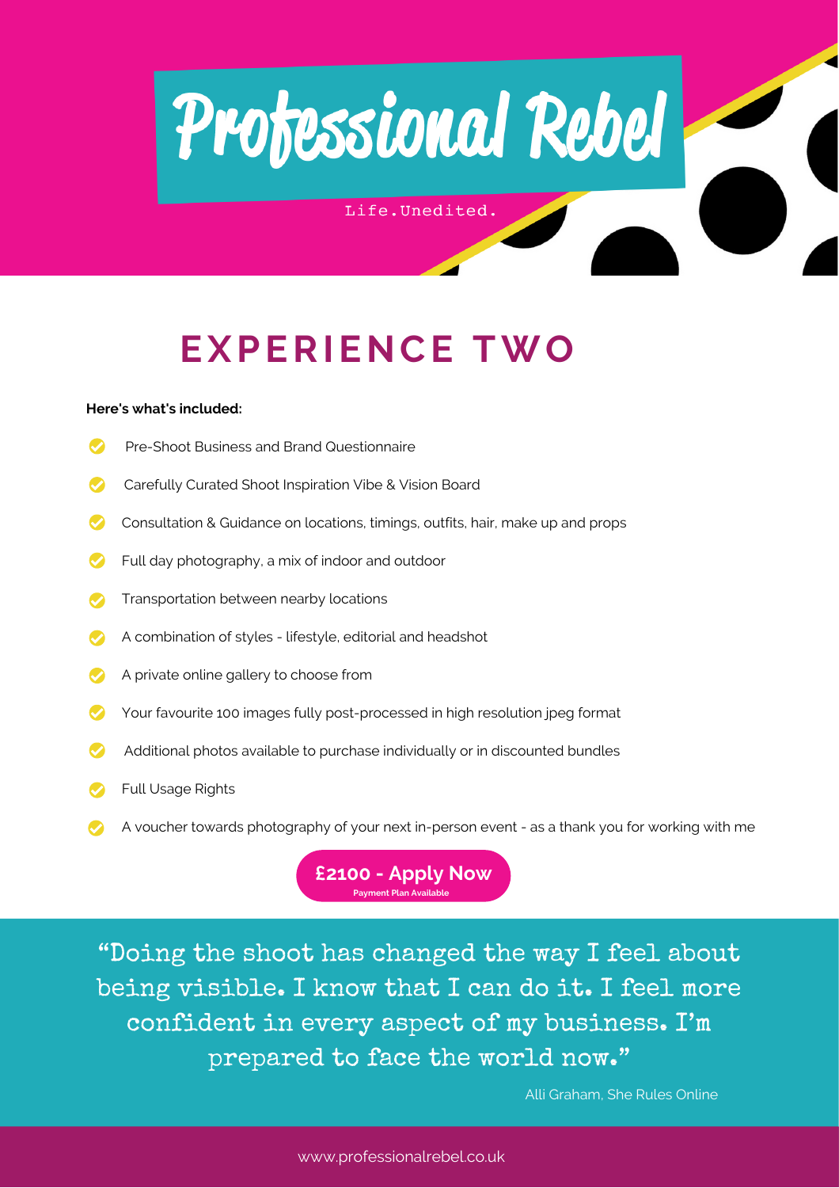# Professional Rebel

Life.Unedited.

## EXPERIENCE TWO

**Here's what's included:**

- Pre-Shoot Business and Brand Questionnaire
- Carefully Curated Shoot Inspiration Vibe & Vision Board
- Consultation & Guidance on locations, timings, outfits, hair, make up and props
- Full day photography, a mix of indoor and outdoor
- Transportation between nearby locations
- A combination of styles - lifestyle, editorial and headshot
- A private online gallery to choose from
- Your favourite 100 images fully post-processed in high resolution jpeg format
- Additional photos available to purchase individually or in discounted bundles
- Full Usage Rights
- A voucher towards photography of your next in-person event - as a thank you for working with me

**£2100 - Apply Now**
Payment Plan Available

"Doing the shoot has changed the way I feel about being visible. I know that I can do it. I feel more confident in every aspect of my business. I'm prepared to face the world now."

Alli Graham, She Rules Online

www.professionalrebel.co.uk